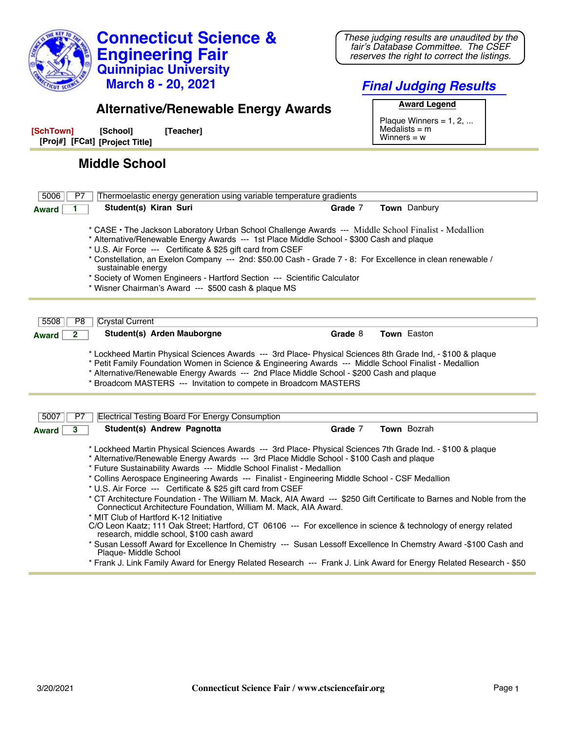# Connecticut Science & Engineering Fair

## Quinnipiac University

## March 8 - 20, 2021

*These judging results are unaudited by the fair's Database Committee. The CSEF reserves the right to correct the listings.*

## *Final Judging Results*

## Alternative/Renewable Energy Awards

**Award Legend**

Plaque Winners = 1, 2, ...
Medalists = m
Winners = w

**[SchTown]** **[School]** **[Teacher]**
**[Proj#]** **[FCat]** **[Project Title]**

### Middle School

---

5006 | P7 | Thermoelastic energy generation using variable temperature gradients

**Award** 1 | **Student(s)** **Kiran Suri** | **Grade** 7 | **Town** Danbury

* CASE • The Jackson Laboratory Urban School Challenge Awards --- Middle School Finalist - Medallion
* Alternative/Renewable Energy Awards --- 1st Place Middle School - $300 Cash and plaque
* U.S. Air Force --- Certificate & $25 gift card from CSEF
* Constellation, an Exelon Company --- 2nd: $50.00 Cash - Grade 7 - 8: For Excellence in clean renewable / sustainable energy
* Society of Women Engineers - Hartford Section --- Scientific Calculator
* Wisner Chairman's Award --- $500 cash & plaque MS

---

5508 | P8 | Crystal Current

**Award** 2 | **Student(s)** **Arden Mauborgne** | **Grade** 8 | **Town** Easton

* Lockheed Martin Physical Sciences Awards --- 3rd Place- Physical Sciences 8th Grade Ind, - $100 & plaque
* Petit Family Foundation Women in Science & Engineering Awards --- Middle School Finalist - Medallion
* Alternative/Renewable Energy Awards --- 2nd Place Middle School - $200 Cash and plaque
* Broadcom MASTERS --- Invitation to compete in Broadcom MASTERS

---

5007 | P7 | Electrical Testing Board For Energy Consumption

**Award** 3 | **Student(s)** **Andrew Pagnotta** | **Grade** 7 | **Town** Bozrah

* Lockheed Martin Physical Sciences Awards --- 3rd Place- Physical Sciences 7th Grade Ind. - $100 & plaque
* Alternative/Renewable Energy Awards --- 3rd Place Middle School - $100 Cash and plaque
* Future Sustainability Awards --- Middle School Finalist - Medallion
* Collins Aerospace Engineering Awards --- Finalist - Engineering Middle School - CSF Medallion
* U.S. Air Force --- Certificate & $25 gift card from CSEF
* CT Architecture Foundation - The William M. Mack, AIA Award --- $250 Gift Certificate to Barnes and Noble from the Connecticut Architecture Foundation, William M. Mack, AIA Award.
* MIT Club of Hartford K-12 Initiative
C/O Leon Kaatz; 111 Oak Street; Hartford, CT 06106 --- For excellence in science & technology of energy related research, middle school, $100 cash award
* Susan Lessoff Award for Excellence In Chemistry --- Susan Lessoff Excellence In Chemstry Award -$100 Cash and Plaque- Middle School
* Frank J. Link Family Award for Energy Related Research --- Frank J. Link Award for Energy Related Research - $50

---

3/20/2021 Connecticut Science Fair / www.ctsciencefair.org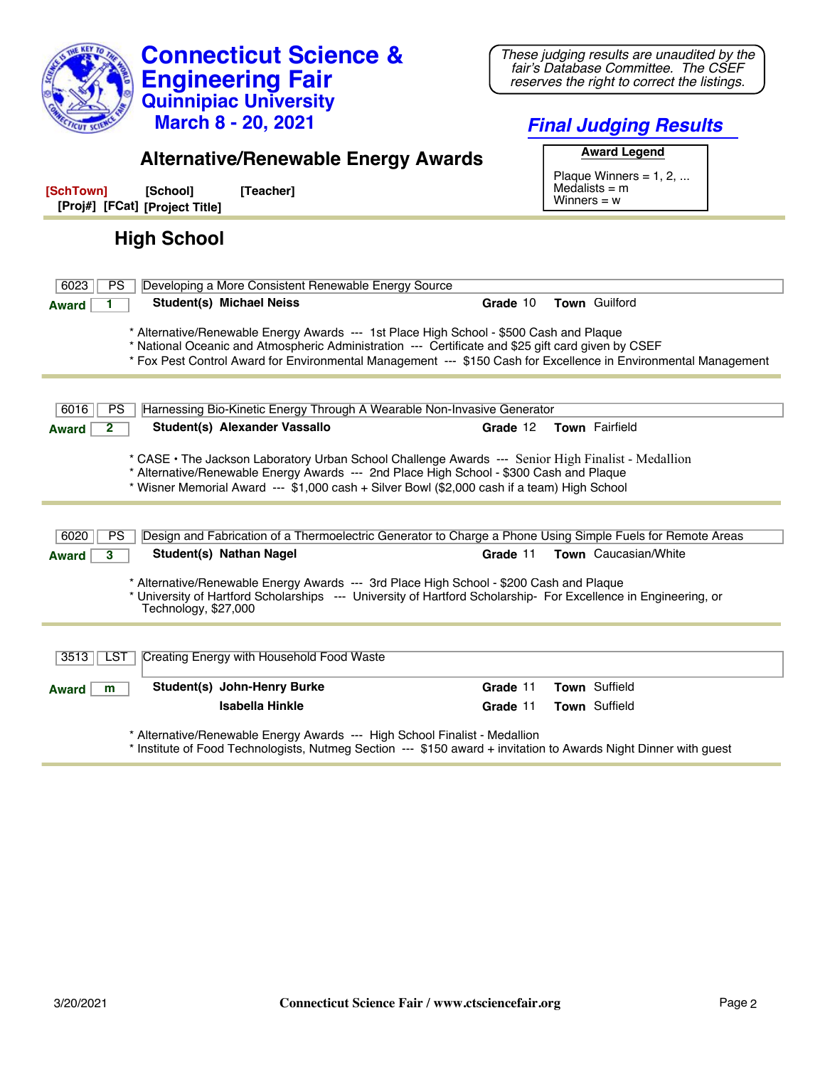# Connecticut Science & Engineering Fair
## Quinnipiac University
## March 8 - 20, 2021

*These judging results are unaudited by the fair's Database Committee. The CSEF reserves the right to correct the listings.*

### *Final Judging Results*

## Alternative/Renewable Energy Awards

**Award Legend**

Plaque Winners = 1, 2, ...
Medalists = m
Winners = w

[SchTown] [School] [Teacher]
[Proj#] [FCat] [Project Title]

### High School

---

6023 | PS | Developing a More Consistent Renewable Energy Source

**Award** 1 | **Student(s) Michael Neiss** | **Grade** 10 | **Town** Guilford

* Alternative/Renewable Energy Awards --- 1st Place High School - $500 Cash and Plaque
* National Oceanic and Atmospheric Administration --- Certificate and $25 gift card given by CSEF
* Fox Pest Control Award for Environmental Management --- $150 Cash for Excellence in Environmental Management

---

6016 | PS | Harnessing Bio-Kinetic Energy Through A Wearable Non-Invasive Generator

**Award** 2 | **Student(s) Alexander Vassallo** | **Grade** 12 | **Town** Fairfield

* CASE • The Jackson Laboratory Urban School Challenge Awards --- Senior High Finalist - Medallion
* Alternative/Renewable Energy Awards --- 2nd Place High School - $300 Cash and Plaque
* Wisner Memorial Award --- $1,000 cash + Silver Bowl ($2,000 cash if a team) High School

---

6020 | PS | Design and Fabrication of a Thermoelectric Generator to Charge a Phone Using Simple Fuels for Remote Areas

**Award** 3 | **Student(s) Nathan Nagel** | **Grade** 11 | **Town** Caucasian/White

* Alternative/Renewable Energy Awards --- 3rd Place High School - $200 Cash and Plaque
* University of Hartford Scholarships --- University of Hartford Scholarship- For Excellence in Engineering, or Technology, $27,000

---

3513 | LST | Creating Energy with Household Food Waste

**Award** m | **Student(s) John-Henry Burke** | **Grade** 11 | **Town** Suffield
**Isabella Hinkle** | **Grade** 11 | **Town** Suffield

* Alternative/Renewable Energy Awards --- High School Finalist - Medallion
* Institute of Food Technologists, Nutmeg Section --- $150 award + invitation to Awards Night Dinner with guest